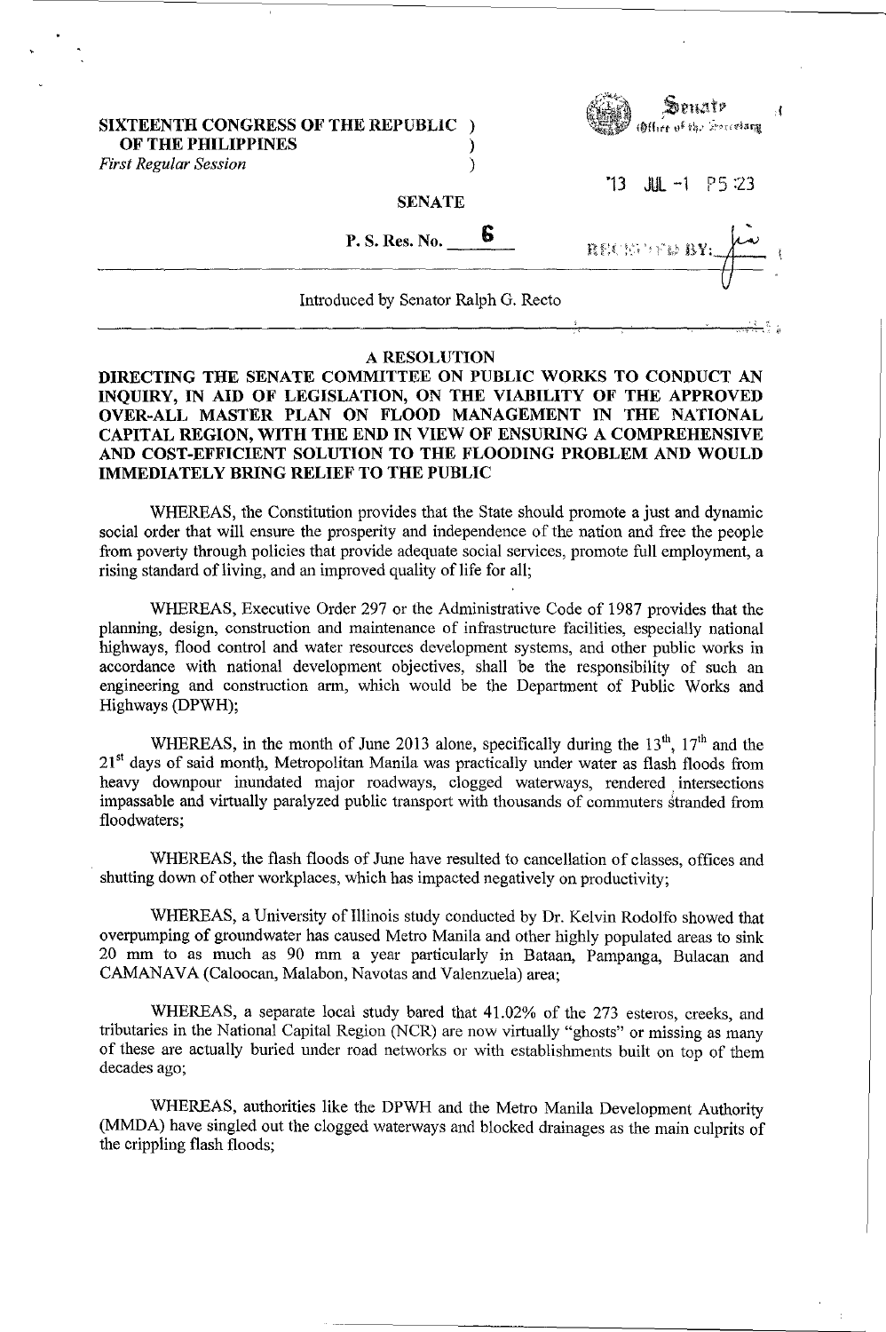**SIXTEENTH CONGRESS OF THE REPUBLIC )**
**OF THE PHILIPPINES )**
*First Regular Session* )

Senate
Office of the Secretary

'13 JUL -1 P5:23

**SENATE**

**P. S. Res. No. 6**

RECEIVED BY:

Introduced by Senator Ralph G. Recto

**A RESOLUTION**

**DIRECTING THE SENATE COMMITTEE ON PUBLIC WORKS TO CONDUCT AN INQUIRY, IN AID OF LEGISLATION, ON THE VIABILITY OF THE APPROVED OVER-ALL MASTER PLAN ON FLOOD MANAGEMENT IN THE NATIONAL CAPITAL REGION, WITH THE END IN VIEW OF ENSURING A COMPREHENSIVE AND COST-EFFICIENT SOLUTION TO THE FLOODING PROBLEM AND WOULD IMMEDIATELY BRING RELIEF TO THE PUBLIC**

WHEREAS, the Constitution provides that the State should promote a just and dynamic social order that will ensure the prosperity and independence of the nation and free the people from poverty through policies that provide adequate social services, promote full employment, a rising standard of living, and an improved quality of life for all;

WHEREAS, Executive Order 297 or the Administrative Code of 1987 provides that the planning, design, construction and maintenance of infrastructure facilities, especially national highways, flood control and water resources development systems, and other public works in accordance with national development objectives, shall be the responsibility of such an engineering and construction arm, which would be the Department of Public Works and Highways (DPWH);

WHEREAS, in the month of June 2013 alone, specifically during the 13th, 17th and the 21st days of said month, Metropolitan Manila was practically under water as flash floods from heavy downpour inundated major roadways, clogged waterways, rendered intersections impassable and virtually paralyzed public transport with thousands of commuters stranded from floodwaters;

WHEREAS, the flash floods of June have resulted to cancellation of classes, offices and shutting down of other workplaces, which has impacted negatively on productivity;

WHEREAS, a University of Illinois study conducted by Dr. Kelvin Rodolfo showed that overpumping of groundwater has caused Metro Manila and other highly populated areas to sink 20 mm to as much as 90 mm a year particularly in Bataan, Pampanga, Bulacan and CAMANAVA (Caloocan, Malabon, Navotas and Valenzuela) area;

WHEREAS, a separate local study bared that 41.02% of the 273 esteros, creeks, and tributaries in the National Capital Region (NCR) are now virtually "ghosts" or missing as many of these are actually buried under road networks or with establishments built on top of them decades ago;

WHEREAS, authorities like the DPWH and the Metro Manila Development Authority (MMDA) have singled out the clogged waterways and blocked drainages as the main culprits of the crippling flash floods;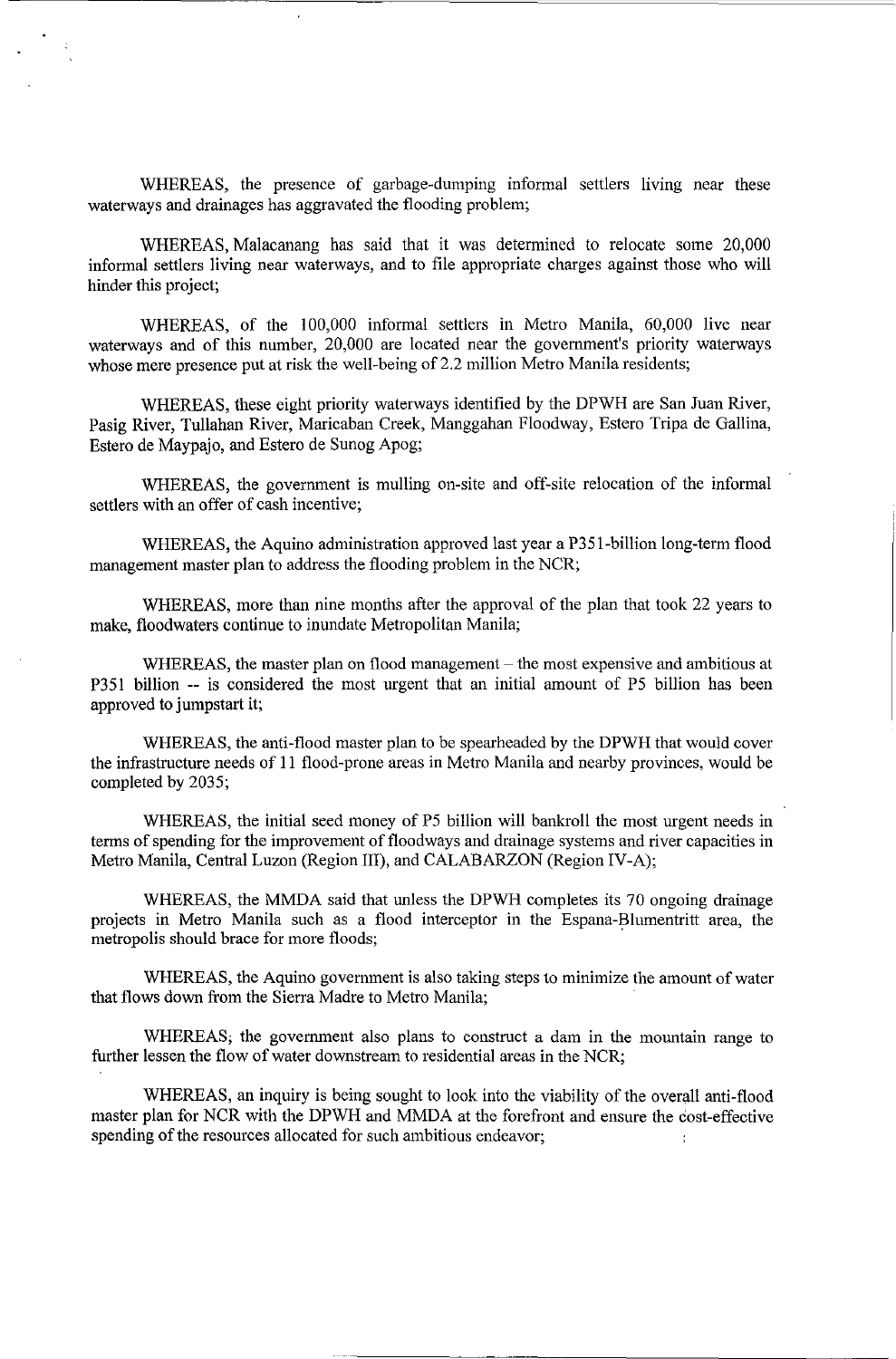WHEREAS, the presence of garbage-dumping informal settlers living near these waterways and drainages has aggravated the flooding problem;

WHEREAS, Malacanang has said that it was determined to relocate some 20,000 informal settlers living near waterways, and to file appropriate charges against those who will hinder this project;

WHEREAS, of the 100,000 informal settlers in Metro Manila, 60,000 live near waterways and of this number, 20,000 are located near the government's priority waterways whose mere presence put at risk the well-being of 2.2 million Metro Manila residents;

WHEREAS, these eight priority waterways identified by the DPWH are San Juan River, Pasig River, Tullahan River, Maricaban Creek, Manggahan Floodway, Estero Tripa de Gallina, Estero de Maypajo, and Estero de Sunog Apog;

WHEREAS, the government is mulling on-site and off-site relocation of the informal settlers with an offer of cash incentive;

WHEREAS, the Aquino administration approved last year a P351-billion long-term flood management master plan to address the flooding problem in the NCR;

WHEREAS, more than nine months after the approval of the plan that took 22 years to make, floodwaters continue to inundate Metropolitan Manila;

WHEREAS, the master plan on flood management – the most expensive and ambitious at P351 billion -- is considered the most urgent that an initial amount of P5 billion has been approved to jumpstart it;

WHEREAS, the anti-flood master plan to be spearheaded by the DPWH that would cover the infrastructure needs of 11 flood-prone areas in Metro Manila and nearby provinces, would be completed by 2035;

WHEREAS, the initial seed money of P5 billion will bankroll the most urgent needs in terms of spending for the improvement of floodways and drainage systems and river capacities in Metro Manila, Central Luzon (Region III), and CALABARZON (Region IV-A);

WHEREAS, the MMDA said that unless the DPWH completes its 70 ongoing drainage projects in Metro Manila such as a flood interceptor in the Espana-Blumentritt area, the metropolis should brace for more floods;

WHEREAS, the Aquino government is also taking steps to minimize the amount of water that flows down from the Sierra Madre to Metro Manila;

WHEREAS, the government also plans to construct a dam in the mountain range to further lessen the flow of water downstream to residential areas in the NCR;

WHEREAS, an inquiry is being sought to look into the viability of the overall anti-flood master plan for NCR with the DPWH and MMDA at the forefront and ensure the cost-effective spending of the resources allocated for such ambitious endeavor;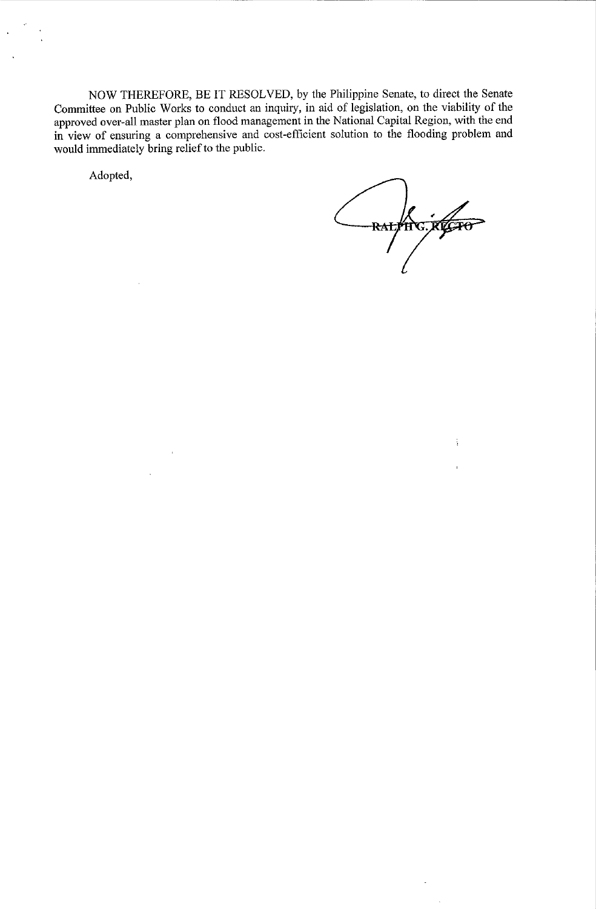NOW THEREFORE, BE IT RESOLVED, by the Philippine Senate, to direct the Senate Committee on Public Works to conduct an inquiry, in aid of legislation, on the viability of the approved over-all master plan on flood management in the National Capital Region, with the end in view of ensuring a comprehensive and cost-efficient solution to the flooding problem and would immediately bring relief to the public.

Adopted,

RALPH G. RECTO